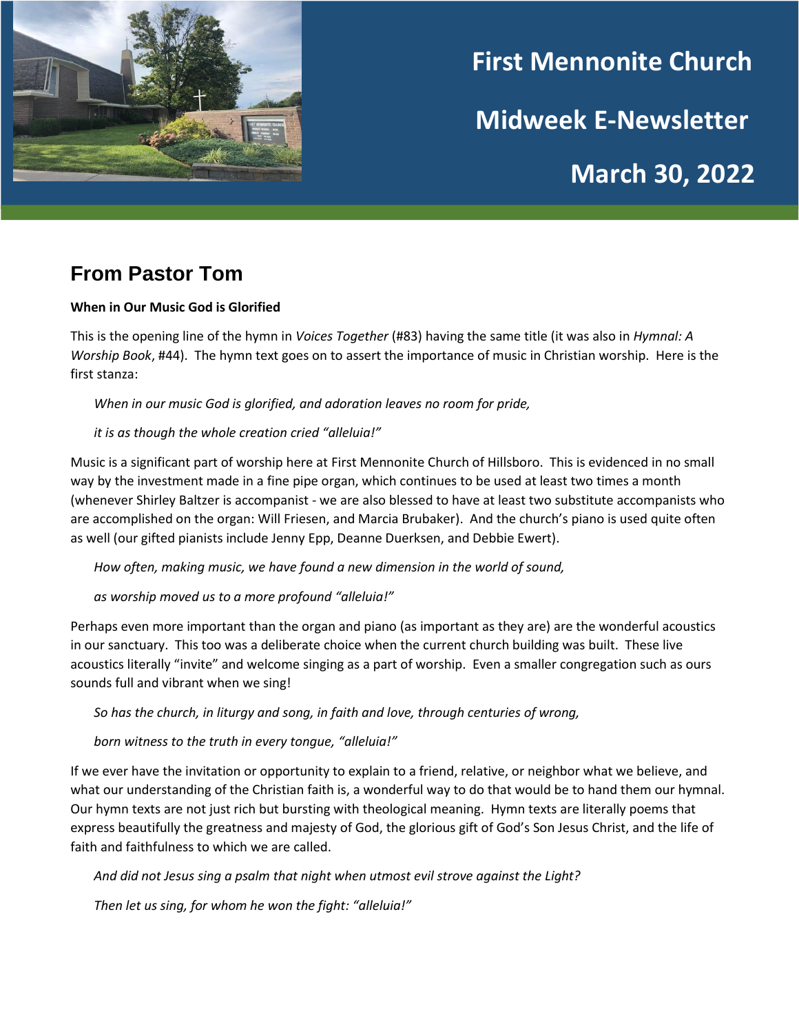# First Mennonite Church

# Midweek E-Newsletter

# March 30, 2022

## From Pastor Tom

**When in Our Music God is Glorified**

This is the opening line of the hymn in *Voices Together* (#83) having the same title (it was also in *Hymnal: A Worship Book*, #44). The hymn text goes on to assert the importance of music in Christian worship. Here is the first stanza:

> *When in our music God is glorified, and adoration leaves no room for pride,*
>
> *it is as though the whole creation cried "alleluia!"*

Music is a significant part of worship here at First Mennonite Church of Hillsboro. This is evidenced in no small way by the investment made in a fine pipe organ, which continues to be used at least two times a month (whenever Shirley Baltzer is accompanist - we are also blessed to have at least two substitute accompanists who are accomplished on the organ: Will Friesen, and Marcia Brubaker). And the church's piano is used quite often as well (our gifted pianists include Jenny Epp, Deanne Duerksen, and Debbie Ewert).

> *How often, making music, we have found a new dimension in the world of sound,*
>
> *as worship moved us to a more profound "alleluia!"*

Perhaps even more important than the organ and piano (as important as they are) are the wonderful acoustics in our sanctuary. This too was a deliberate choice when the current church building was built. These live acoustics literally "invite" and welcome singing as a part of worship. Even a smaller congregation such as ours sounds full and vibrant when we sing!

> *So has the church, in liturgy and song, in faith and love, through centuries of wrong,*
>
> *born witness to the truth in every tongue, "alleluia!"*

If we ever have the invitation or opportunity to explain to a friend, relative, or neighbor what we believe, and what our understanding of the Christian faith is, a wonderful way to do that would be to hand them our hymnal. Our hymn texts are not just rich but bursting with theological meaning. Hymn texts are literally poems that express beautifully the greatness and majesty of God, the glorious gift of God's Son Jesus Christ, and the life of faith and faithfulness to which we are called.

> *And did not Jesus sing a psalm that night when utmost evil strove against the Light?*
>
> *Then let us sing, for whom he won the fight: "alleluia!"*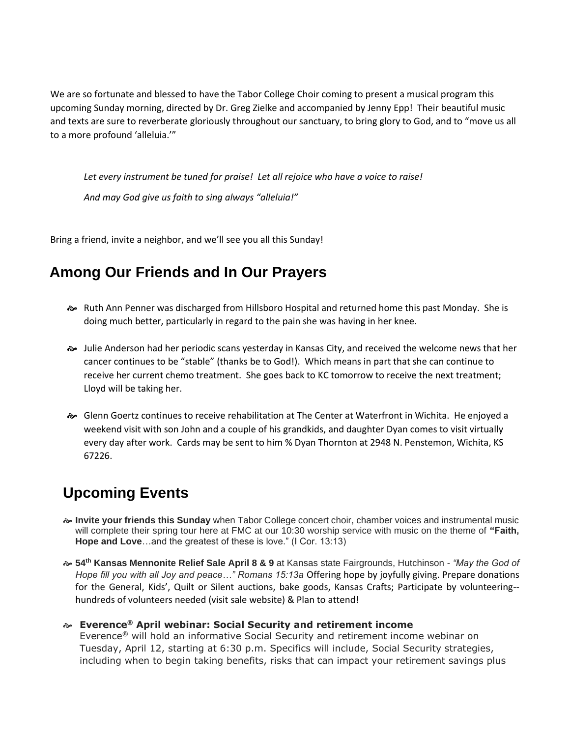We are so fortunate and blessed to have the Tabor College Choir coming to present a musical program this upcoming Sunday morning, directed by Dr. Greg Zielke and accompanied by Jenny Epp! Their beautiful music and texts are sure to reverberate gloriously throughout our sanctuary, to bring glory to God, and to "move us all to a more profound 'alleluia.'"

> *Let every instrument be tuned for praise! Let all rejoice who have a voice to raise!*
>
> *And may God give us faith to sing always "alleluia!"*

Bring a friend, invite a neighbor, and we'll see you all this Sunday!

## Among Our Friends and In Our Prayers

- Ruth Ann Penner was discharged from Hillsboro Hospital and returned home this past Monday. She is doing much better, particularly in regard to the pain she was having in her knee.
- Julie Anderson had her periodic scans yesterday in Kansas City, and received the welcome news that her cancer continues to be "stable" (thanks be to God!). Which means in part that she can continue to receive her current chemo treatment. She goes back to KC tomorrow to receive the next treatment; Lloyd will be taking her.
- Glenn Goertz continues to receive rehabilitation at The Center at Waterfront in Wichita. He enjoyed a weekend visit with son John and a couple of his grandkids, and daughter Dyan comes to visit virtually every day after work. Cards may be sent to him ℅ Dyan Thornton at 2948 N. Penstemon, Wichita, KS 67226.

## Upcoming Events

- **Invite your friends this Sunday** when Tabor College concert choir, chamber voices and instrumental music will complete their spring tour here at FMC at our 10:30 worship service with music on the theme of **"Faith, Hope and Love**…and the greatest of these is love." (I Cor. 13:13)
- **54th Kansas Mennonite Relief Sale April 8 & 9** at Kansas state Fairgrounds, Hutchinson - *"May the God of Hope fill you with all Joy and peace…" Romans 15:13a* Offering hope by joyfully giving. Prepare donations for the General, Kids', Quilt or Silent auctions, bake goods, Kansas Crafts; Participate by volunteering--hundreds of volunteers needed (visit sale website) & Plan to attend!
- **Everence® April webinar: Social Security and retirement income**
  Everence® will hold an informative Social Security and retirement income webinar on Tuesday, April 12, starting at 6:30 p.m. Specifics will include, Social Security strategies, including when to begin taking benefits, risks that can impact your retirement savings plus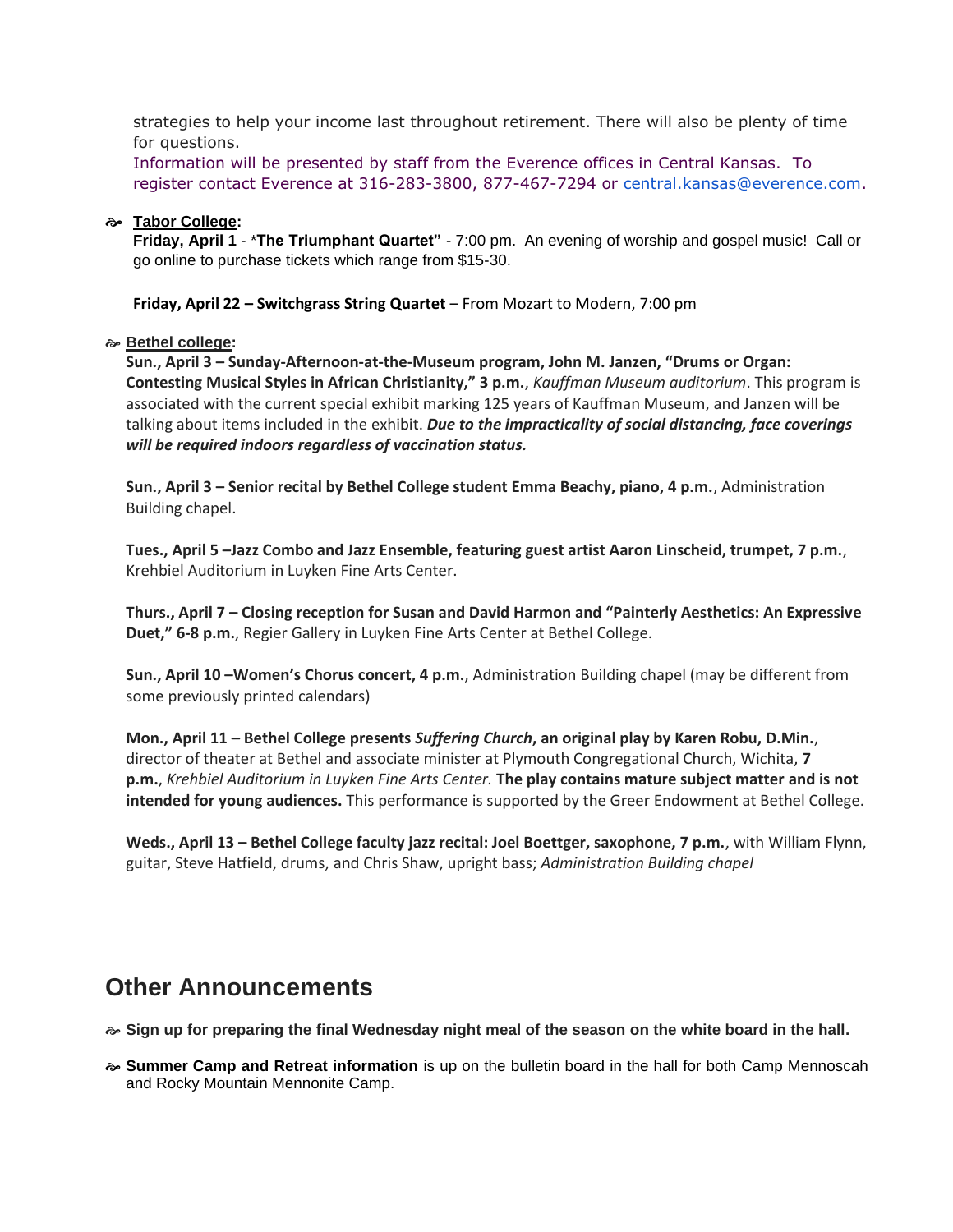strategies to help your income last throughout retirement. There will also be plenty of time for questions.

Information will be presented by staff from the Everence offices in Central Kansas. To register contact Everence at 316-283-3800, 877-467-7294 or central.kansas@everence.com.

- **Tabor College:**

  **Friday, April 1** - ***The Triumphant Quartet"** - 7:00 pm. An evening of worship and gospel music! Call or go online to purchase tickets which range from $15-30.

  **Friday, April 22 – Switchgrass String Quartet** – From Mozart to Modern, 7:00 pm

- **Bethel college:**

  **Sun., April 3 – Sunday-Afternoon-at-the-Museum program, John M. Janzen, "Drums or Organ: Contesting Musical Styles in African Christianity," 3 p.m.**, *Kauffman Museum auditorium*. This program is associated with the current special exhibit marking 125 years of Kauffman Museum, and Janzen will be talking about items included in the exhibit. ***Due to the impracticality of social distancing, face coverings will be required indoors regardless of vaccination status.***

  **Sun., April 3 – Senior recital by Bethel College student Emma Beachy, piano, 4 p.m.**, Administration Building chapel.

  **Tues., April 5 –Jazz Combo and Jazz Ensemble, featuring guest artist Aaron Linscheid, trumpet, 7 p.m.**, Krehbiel Auditorium in Luyken Fine Arts Center.

  **Thurs., April 7 – Closing reception for Susan and David Harmon and "Painterly Aesthetics: An Expressive Duet," 6-8 p.m.**, Regier Gallery in Luyken Fine Arts Center at Bethel College.

  **Sun., April 10 –Women's Chorus concert, 4 p.m.**, Administration Building chapel (may be different from some previously printed calendars)

  **Mon., April 11 – Bethel College presents *Suffering Church*, an original play by Karen Robu, D.Min.**, director of theater at Bethel and associate minister at Plymouth Congregational Church, Wichita, **7 p.m.**, *Krehbiel Auditorium in Luyken Fine Arts Center.* **The play contains mature subject matter and is not intended for young audiences.** This performance is supported by the Greer Endowment at Bethel College.

  **Weds., April 13 – Bethel College faculty jazz recital: Joel Boettger, saxophone, 7 p.m.**, with William Flynn, guitar, Steve Hatfield, drums, and Chris Shaw, upright bass; *Administration Building chapel*

## Other Announcements

- **Sign up for preparing the final Wednesday night meal of the season on the white board in the hall.**
- **Summer Camp and Retreat information** is up on the bulletin board in the hall for both Camp Mennoscah and Rocky Mountain Mennonite Camp.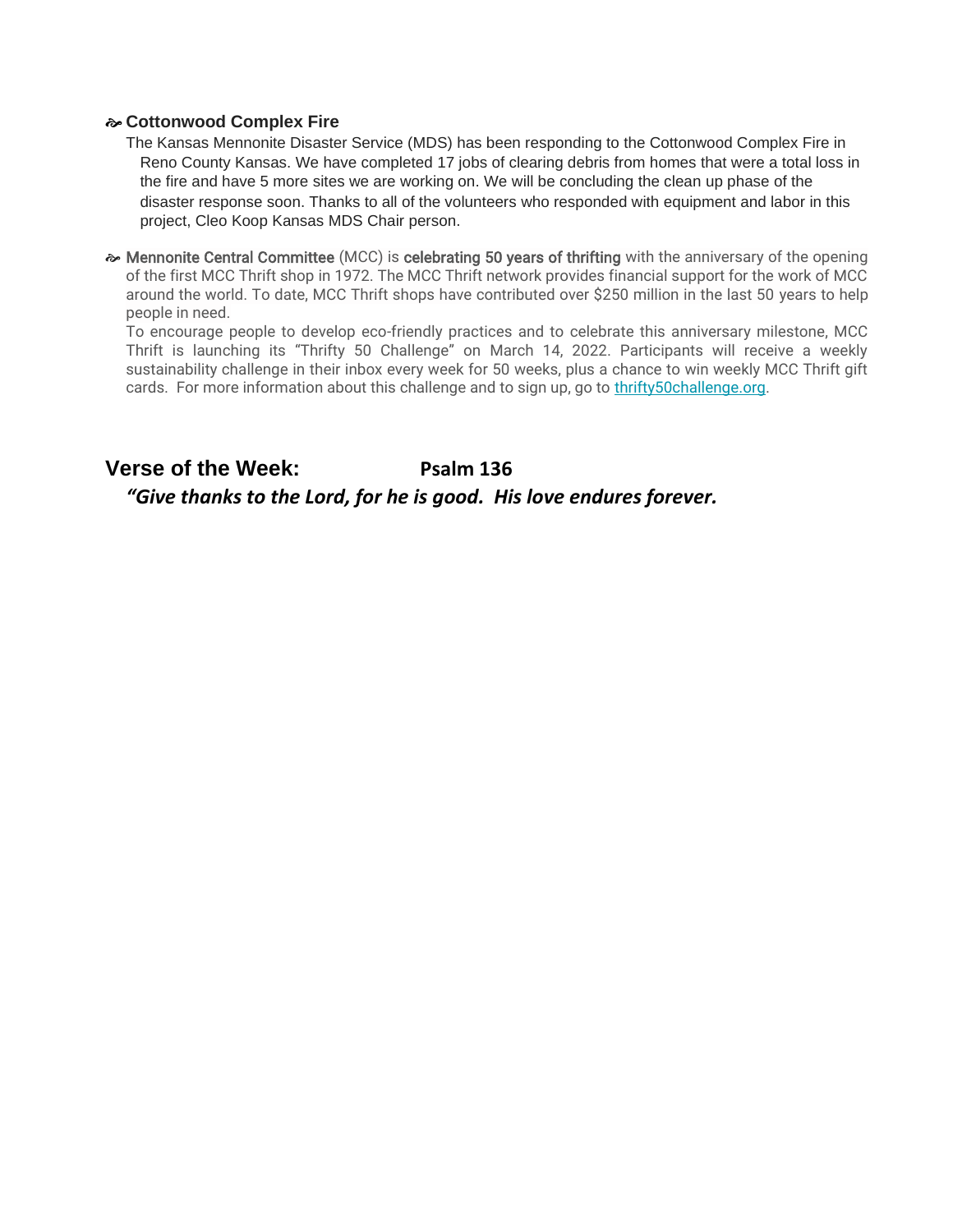- **Cottonwood Complex Fire**

  The Kansas Mennonite Disaster Service (MDS) has been responding to the Cottonwood Complex Fire in Reno County Kansas. We have completed 17 jobs of clearing debris from homes that were a total loss in the fire and have 5 more sites we are working on. We will be concluding the clean up phase of the disaster response soon. Thanks to all of the volunteers who responded with equipment and labor in this project, Cleo Koop Kansas MDS Chair person.

- Mennonite Central Committee (MCC) is celebrating 50 years of thrifting with the anniversary of the opening of the first MCC Thrift shop in 1972. The MCC Thrift network provides financial support for the work of MCC around the world. To date, MCC Thrift shops have contributed over $250 million in the last 50 years to help people in need.

  To encourage people to develop eco-friendly practices and to celebrate this anniversary milestone, MCC Thrift is launching its "Thrifty 50 Challenge" on March 14, 2022. Participants will receive a weekly sustainability challenge in their inbox every week for 50 weeks, plus a chance to win weekly MCC Thrift gift cards. For more information about this challenge and to sign up, go to [thrifty50challenge.org](thrifty50challenge.org).

## Verse of the Week: **Psalm 136**

***"Give thanks to the Lord, for he is good. His love endures forever.***